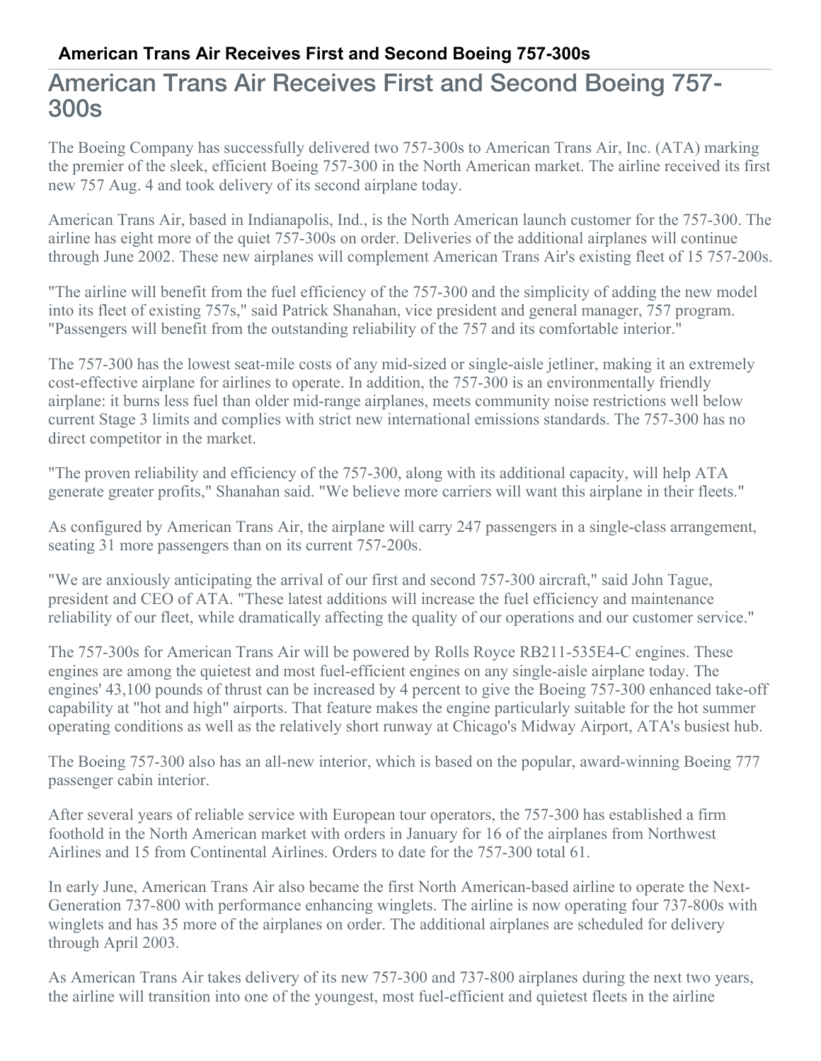# American Trans Air Receives First and Second Boeing 757-300s

The Boeing Company has successfully delivered two 757-300s to American Trans Air, Inc. (ATA) marking the premier of the sleek, efficient Boeing 757-300 in the North American market. The airline received its first new 757 Aug. 4 and took delivery of its second airplane today.

American Trans Air, based in Indianapolis, Ind., is the North American launch customer for the 757-300. The airline has eight more of the quiet 757-300s on order. Deliveries of the additional airplanes will continue through June 2002. These new airplanes will complement American Trans Air's existing fleet of 15 757-200s.

"The airline will benefit from the fuel efficiency of the 757-300 and the simplicity of adding the new model into its fleet of existing 757s," said Patrick Shanahan, vice president and general manager, 757 program. "Passengers will benefit from the outstanding reliability of the 757 and its comfortable interior."

The 757-300 has the lowest seat-mile costs of any mid-sized or single-aisle jetliner, making it an extremely cost-effective airplane for airlines to operate. In addition, the 757-300 is an environmentally friendly airplane: it burns less fuel than older mid-range airplanes, meets community noise restrictions well below current Stage 3 limits and complies with strict new international emissions standards. The 757-300 has no direct competitor in the market.

"The proven reliability and efficiency of the 757-300, along with its additional capacity, will help ATA generate greater profits," Shanahan said. "We believe more carriers will want this airplane in their fleets."

As configured by American Trans Air, the airplane will carry 247 passengers in a single-class arrangement, seating 31 more passengers than on its current 757-200s.

"We are anxiously anticipating the arrival of our first and second 757-300 aircraft," said John Tague, president and CEO of ATA. "These latest additions will increase the fuel efficiency and maintenance reliability of our fleet, while dramatically affecting the quality of our operations and our customer service."

The 757-300s for American Trans Air will be powered by Rolls Royce RB211-535E4-C engines. These engines are among the quietest and most fuel-efficient engines on any single-aisle airplane today. The engines' 43,100 pounds of thrust can be increased by 4 percent to give the Boeing 757-300 enhanced take-off capability at "hot and high" airports. That feature makes the engine particularly suitable for the hot summer operating conditions as well as the relatively short runway at Chicago's Midway Airport, ATA's busiest hub.

The Boeing 757-300 also has an all-new interior, which is based on the popular, award-winning Boeing 777 passenger cabin interior.

After several years of reliable service with European tour operators, the 757-300 has established a firm foothold in the North American market with orders in January for 16 of the airplanes from Northwest Airlines and 15 from Continental Airlines. Orders to date for the 757-300 total 61.

In early June, American Trans Air also became the first North American-based airline to operate the Next-Generation 737-800 with performance enhancing winglets. The airline is now operating four 737-800s with winglets and has 35 more of the airplanes on order. The additional airplanes are scheduled for delivery through April 2003.

As American Trans Air takes delivery of its new 757-300 and 737-800 airplanes during the next two years, the airline will transition into one of the youngest, most fuel-efficient and quietest fleets in the airline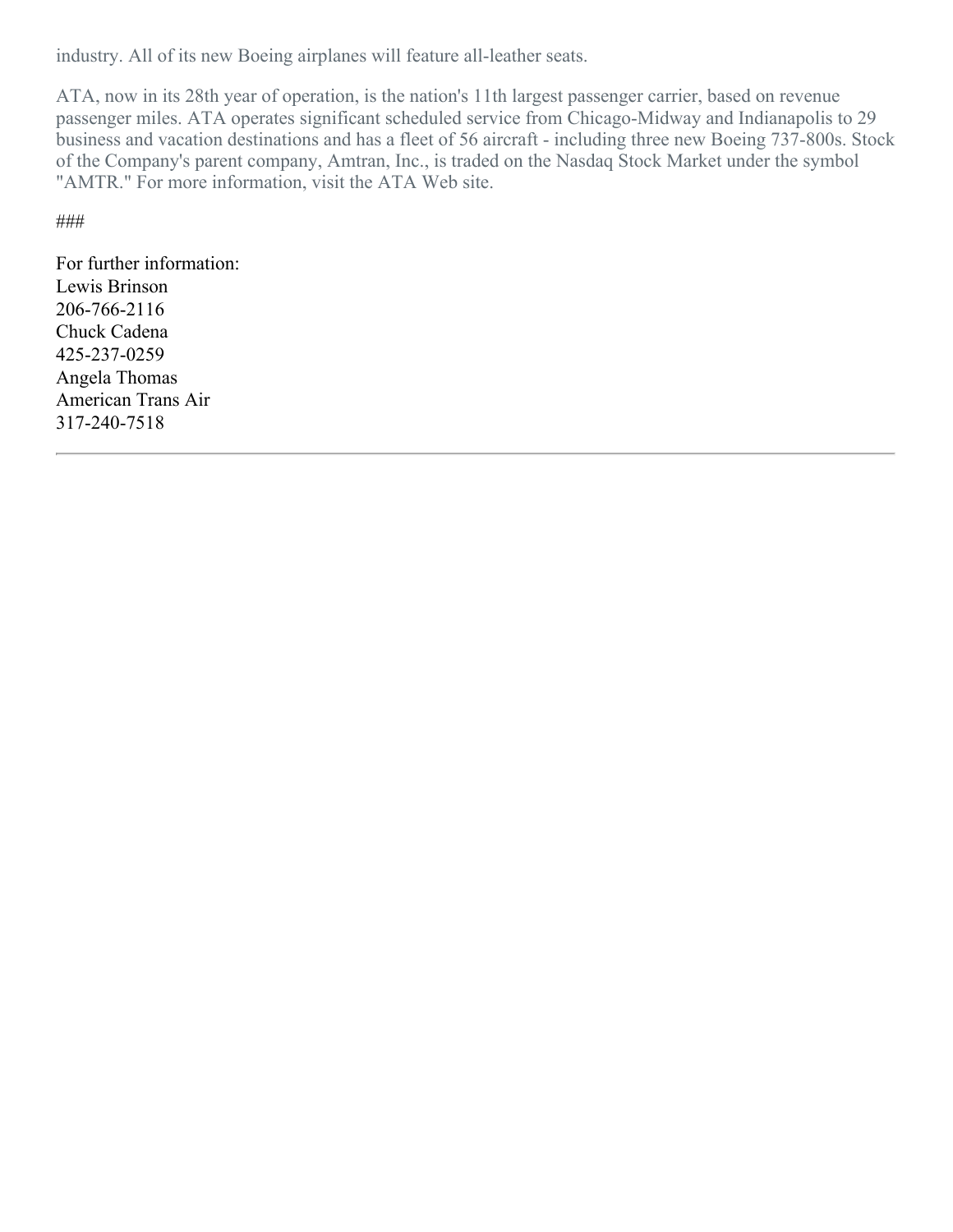industry. All of its new Boeing airplanes will feature all-leather seats.

ATA, now in its 28th year of operation, is the nation's 11th largest passenger carrier, based on revenue passenger miles. ATA operates significant scheduled service from Chicago-Midway and Indianapolis to 29 business and vacation destinations and has a fleet of 56 aircraft - including three new Boeing 737-800s. Stock of the Company's parent company, Amtran, Inc., is traded on the Nasdaq Stock Market under the symbol "AMTR." For more information, visit the ATA Web site.

###

For further information:  
Lewis Brinson  
206-766-2116  
Chuck Cadena  
425-237-0259  
Angela Thomas  
American Trans Air  
317-240-7518

---